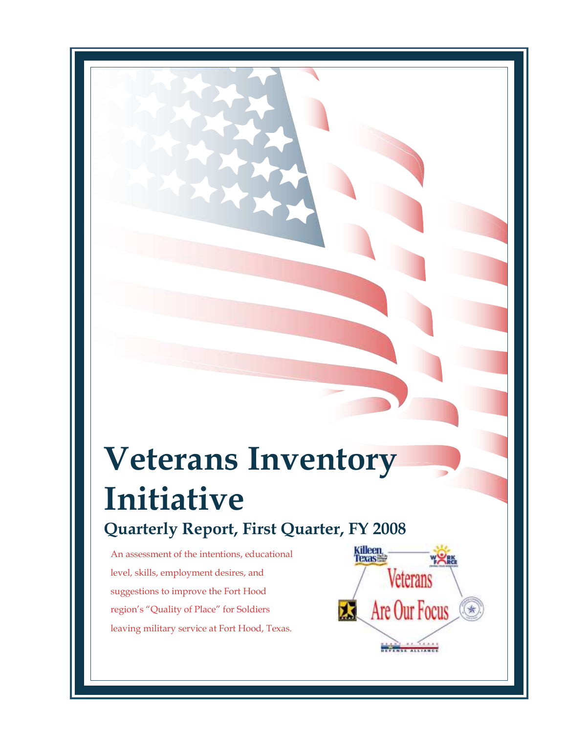# Veterans Inventory Initiative

## Quarterly Report, First Quarter, FY 2008

An assessment of the intentions, educational level, skills, employment desires, and suggestions to improve the Fort Hood region's "Quality of Place" for Soldiers leaving military service at Fort Hood, Texas.

Veterans Are Our Focus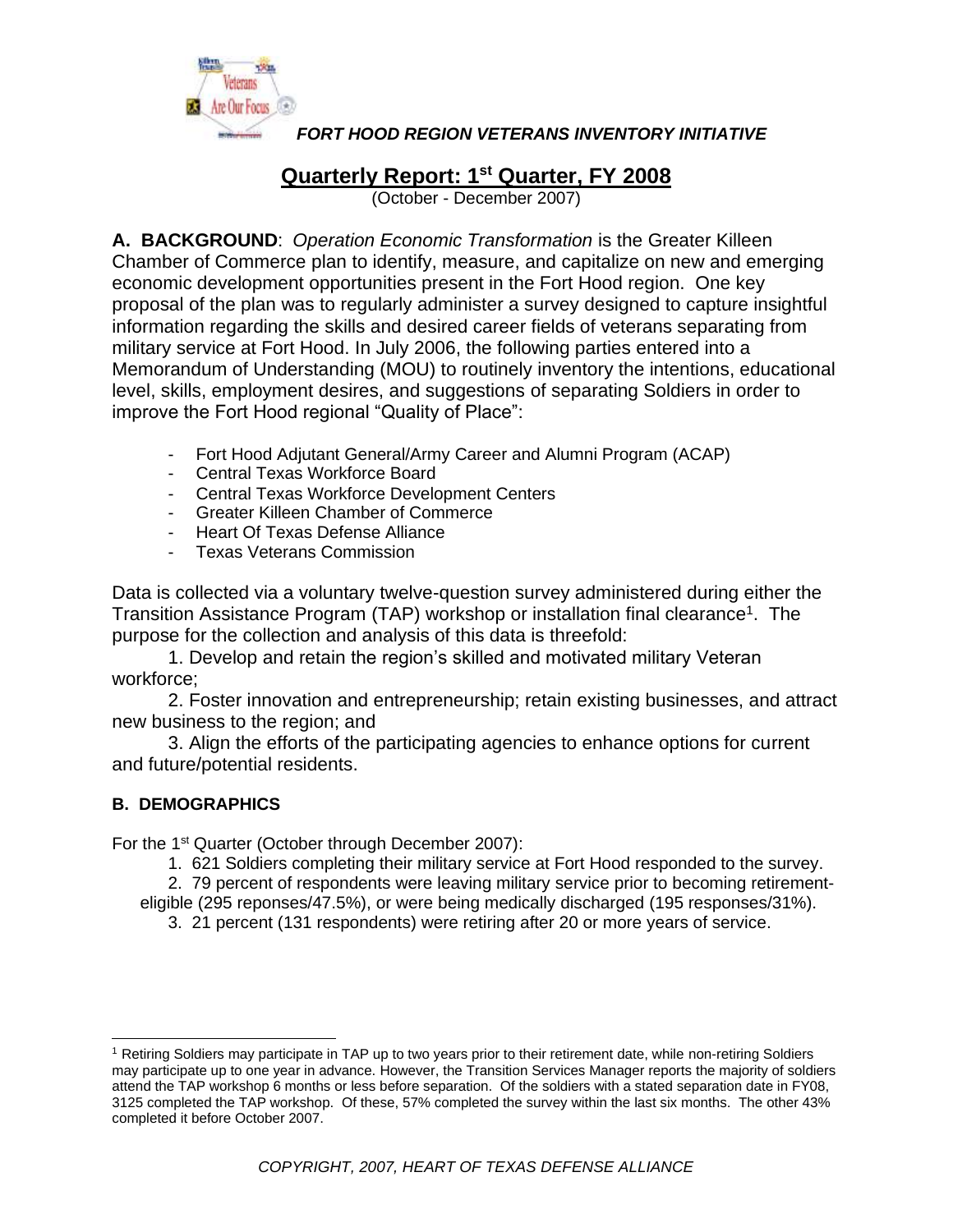***FORT HOOD REGION VETERANS INVENTORY INITIATIVE***

# Quarterly Report: 1st Quarter, FY 2008

(October - December 2007)

**A. BACKGROUND**: *Operation Economic Transformation* is the Greater Killeen Chamber of Commerce plan to identify, measure, and capitalize on new and emerging economic development opportunities present in the Fort Hood region. One key proposal of the plan was to regularly administer a survey designed to capture insightful information regarding the skills and desired career fields of veterans separating from military service at Fort Hood. In July 2006, the following parties entered into a Memorandum of Understanding (MOU) to routinely inventory the intentions, educational level, skills, employment desires, and suggestions of separating Soldiers in order to improve the Fort Hood regional "Quality of Place":

- Fort Hood Adjutant General/Army Career and Alumni Program (ACAP)
- Central Texas Workforce Board
- Central Texas Workforce Development Centers
- Greater Killeen Chamber of Commerce
- Heart Of Texas Defense Alliance
- Texas Veterans Commission

Data is collected via a voluntary twelve-question survey administered during either the Transition Assistance Program (TAP) workshop or installation final clearance[1]. The purpose for the collection and analysis of this data is threefold:

1. Develop and retain the region's skilled and motivated military Veteran workforce;
2. Foster innovation and entrepreneurship; retain existing businesses, and attract new business to the region; and
3. Align the efforts of the participating agencies to enhance options for current and future/potential residents.

**B. DEMOGRAPHICS**

For the 1st Quarter (October through December 2007):

1. 621 Soldiers completing their military service at Fort Hood responded to the survey.
2. 79 percent of respondents were leaving military service prior to becoming retirement-eligible (295 reponses/47.5%), or were being medically discharged (195 responses/31%).
3. 21 percent (131 respondents) were retiring after 20 or more years of service.

[1] Retiring Soldiers may participate in TAP up to two years prior to their retirement date, while non-retiring Soldiers may participate up to one year in advance. However, the Transition Services Manager reports the majority of soldiers attend the TAP workshop 6 months or less before separation. Of the soldiers with a stated separation date in FY08, 3125 completed the TAP workshop. Of these, 57% completed the survey within the last six months. The other 43% completed it before October 2007.

*COPYRIGHT, 2007, HEART OF TEXAS DEFENSE ALLIANCE*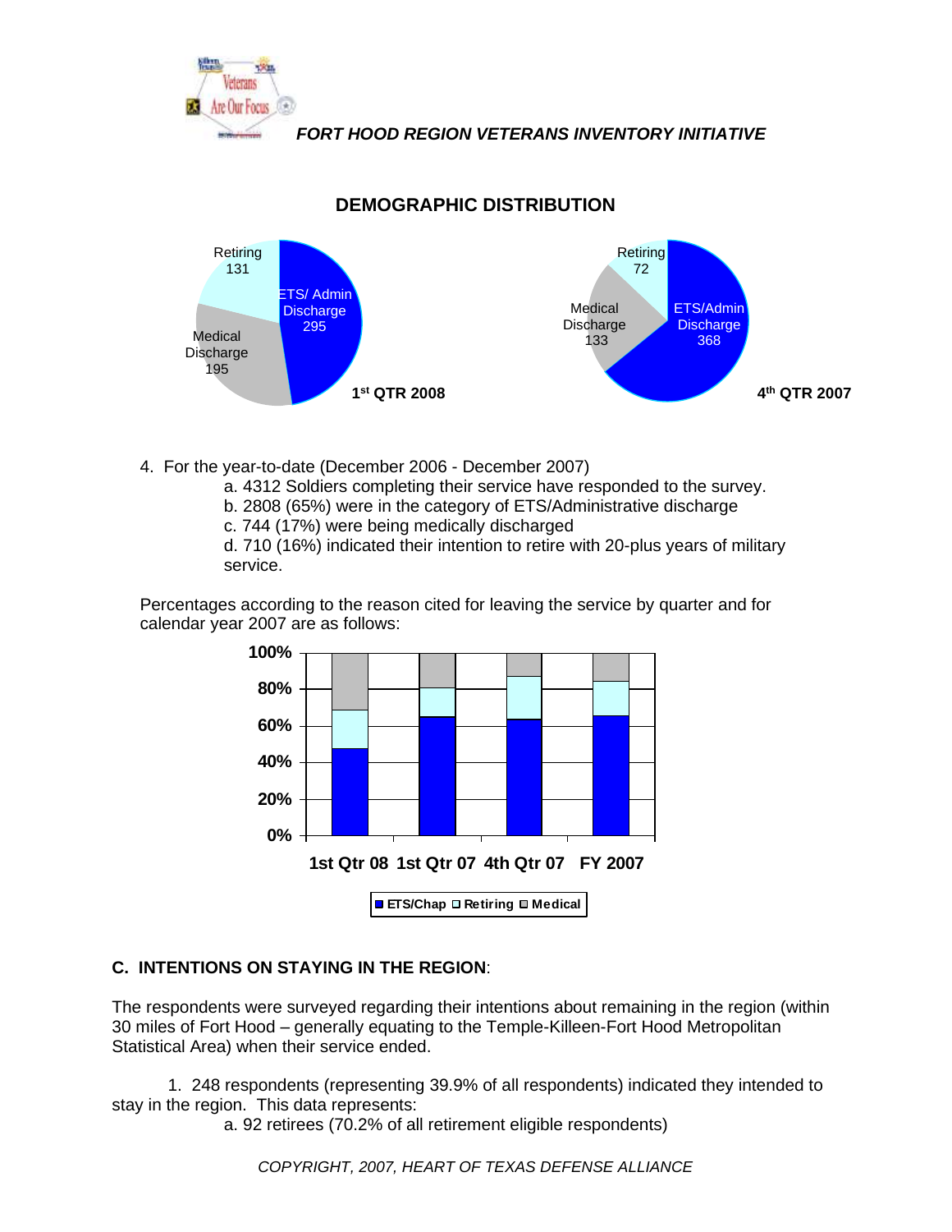*FORT HOOD REGION VETERANS INVENTORY INITIATIVE*

## DEMOGRAPHIC DISTRIBUTION

1st QTR 2008: Retiring 131; ETS/ Admin Discharge 295; Medical Discharge 195

4th QTR 2007: Retiring 72; Medical Discharge 133; ETS/Admin Discharge 368

4. For the year-to-date (December 2006 - December 2007)
   - a. 4312 Soldiers completing their service have responded to the survey.
   - b. 2808 (65%) were in the category of ETS/Administrative discharge
   - c. 744 (17%) were being medically discharged
   - d. 710 (16%) indicated their intention to retire with 20-plus years of military service.

Percentages according to the reason cited for leaving the service by quarter and for calendar year 2007 are as follows:

1st Qtr 08 | 1st Qtr 07 | 4th Qtr 07 | FY 2007

ETS/Chap | Retiring | Medical

### C. INTENTIONS ON STAYING IN THE REGION:

The respondents were surveyed regarding their intentions about remaining in the region (within 30 miles of Fort Hood – generally equating to the Temple-Killeen-Fort Hood Metropolitan Statistical Area) when their service ended.

1. 248 respondents (representing 39.9% of all respondents) indicated they intended to stay in the region. This data represents:
   - a. 92 retirees (70.2% of all retirement eligible respondents)

*COPYRIGHT, 2007, HEART OF TEXAS DEFENSE ALLIANCE*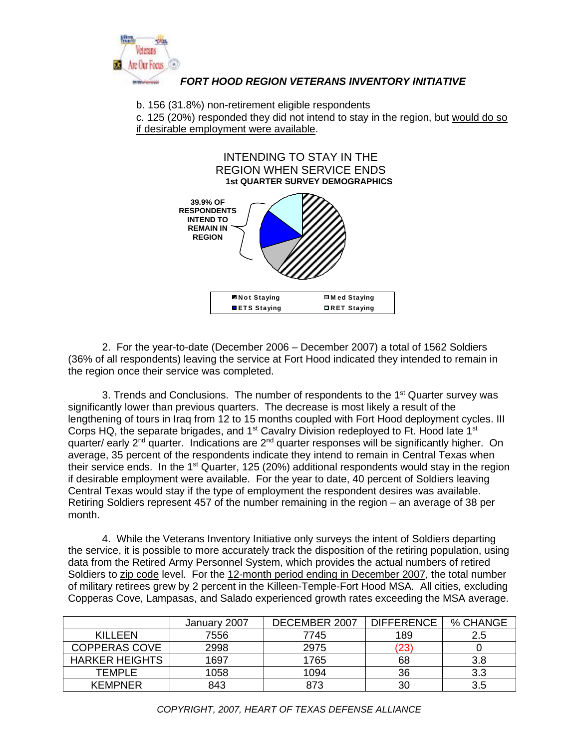b. 156 (31.8%) non-retirement eligible respondents

c. 125 (20%) responded they did not intend to stay in the region, but would do so if desirable employment were available.

INTENDING TO STAY IN THE REGION WHEN SERVICE ENDS
**1st QUARTER SURVEY DEMOGRAPHICS**

**39.9% OF RESPONDENTS INTEND TO REMAIN IN REGION**

Not Staying | Med Staying | ETS Staying | RET Staying

2. For the year-to-date (December 2006 – December 2007) a total of 1562 Soldiers (36% of all respondents) leaving the service at Fort Hood indicated they intended to remain in the region once their service was completed.

3. Trends and Conclusions. The number of respondents to the 1st Quarter survey was significantly lower than previous quarters. The decrease is most likely a result of the lengthening of tours in Iraq from 12 to 15 months coupled with Fort Hood deployment cycles. III Corps HQ, the separate brigades, and 1st Cavalry Division redeployed to Ft. Hood late 1st quarter/ early 2nd quarter. Indications are 2nd quarter responses will be significantly higher. On average, 35 percent of the respondents indicate they intend to remain in Central Texas when their service ends. In the 1st Quarter, 125 (20%) additional respondents would stay in the region if desirable employment were available. For the year to date, 40 percent of Soldiers leaving Central Texas would stay if the type of employment the respondent desires was available. Retiring Soldiers represent 457 of the number remaining in the region – an average of 38 per month.

4. While the Veterans Inventory Initiative only surveys the intent of Soldiers departing the service, it is possible to more accurately track the disposition of the retiring population, using data from the Retired Army Personnel System, which provides the actual numbers of retired Soldiers to zip code level. For the 12-month period ending in December 2007, the total number of military retirees grew by 2 percent in the Killeen-Temple-Fort Hood MSA. All cities, excluding Copperas Cove, Lampasas, and Salado experienced growth rates exceeding the MSA average.

| | January 2007 | DECEMBER 2007 | DIFFERENCE | % CHANGE |
|---|---|---|---|---|
| KILLEEN | 7556 | 7745 | 189 | 2.5 |
| COPPERAS COVE | 2998 | 2975 | (23) | 0 |
| HARKER HEIGHTS | 1697 | 1765 | 68 | 3.8 |
| TEMPLE | 1058 | 1094 | 36 | 3.3 |
| KEMPNER | 843 | 873 | 30 | 3.5 |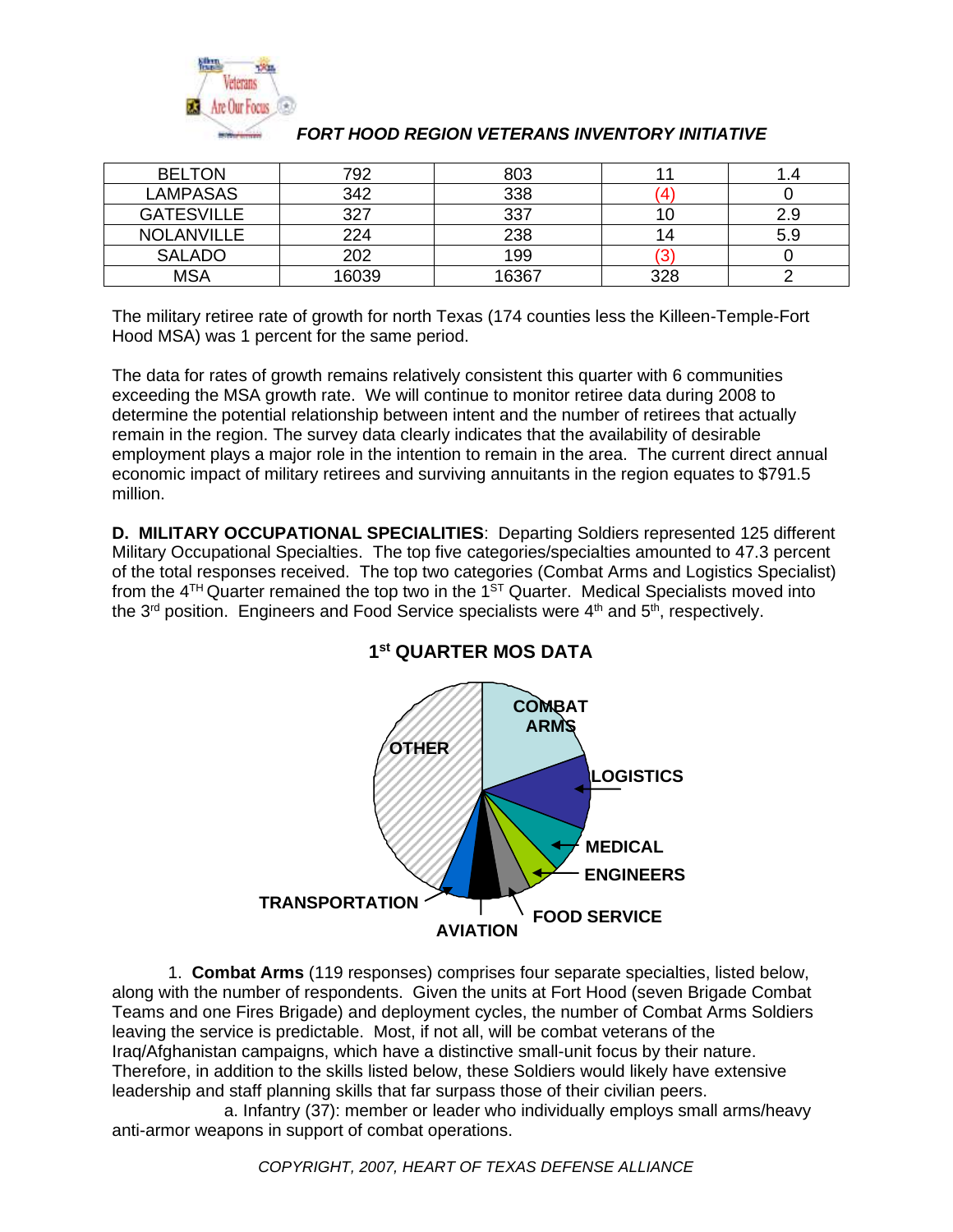*FORT HOOD REGION VETERANS INVENTORY INITIATIVE*

| BELTON | 792 | 803 | 11 | 1.4 |
|---|---|---|---|---|
| LAMPASAS | 342 | 338 | (4) | 0 |
| GATESVILLE | 327 | 337 | 10 | 2.9 |
| NOLANVILLE | 224 | 238 | 14 | 5.9 |
| SALADO | 202 | 199 | (3) | 0 |
| MSA | 16039 | 16367 | 328 | 2 |

The military retiree rate of growth for north Texas (174 counties less the Killeen-Temple-Fort Hood MSA) was 1 percent for the same period.

The data for rates of growth remains relatively consistent this quarter with 6 communities exceeding the MSA growth rate. We will continue to monitor retiree data during 2008 to determine the potential relationship between intent and the number of retirees that actually remain in the region. The survey data clearly indicates that the availability of desirable employment plays a major role in the intention to remain in the area. The current direct annual economic impact of military retirees and surviving annuitants in the region equates to $791.5 million.

**D. MILITARY OCCUPATIONAL SPECIALITIES**: Departing Soldiers represented 125 different Military Occupational Specialties. The top five categories/specialties amounted to 47.3 percent of the total responses received. The top two categories (Combat Arms and Logistics Specialist) from the 4TH Quarter remained the top two in the 1ST Quarter. Medical Specialists moved into the 3rd position. Engineers and Food Service specialists were 4th and 5th, respectively.

**1st QUARTER MOS DATA**

COMBAT ARMS, LOGISTICS, MEDICAL, ENGINEERS, FOOD SERVICE, AVIATION, TRANSPORTATION, OTHER

1. **Combat Arms** (119 responses) comprises four separate specialties, listed below, along with the number of respondents. Given the units at Fort Hood (seven Brigade Combat Teams and one Fires Brigade) and deployment cycles, the number of Combat Arms Soldiers leaving the service is predictable. Most, if not all, will be combat veterans of the Iraq/Afghanistan campaigns, which have a distinctive small-unit focus by their nature. Therefore, in addition to the skills listed below, these Soldiers would likely have extensive leadership and staff planning skills that far surpass those of their civilian peers.

a. Infantry (37): member or leader who individually employs small arms/heavy anti-armor weapons in support of combat operations.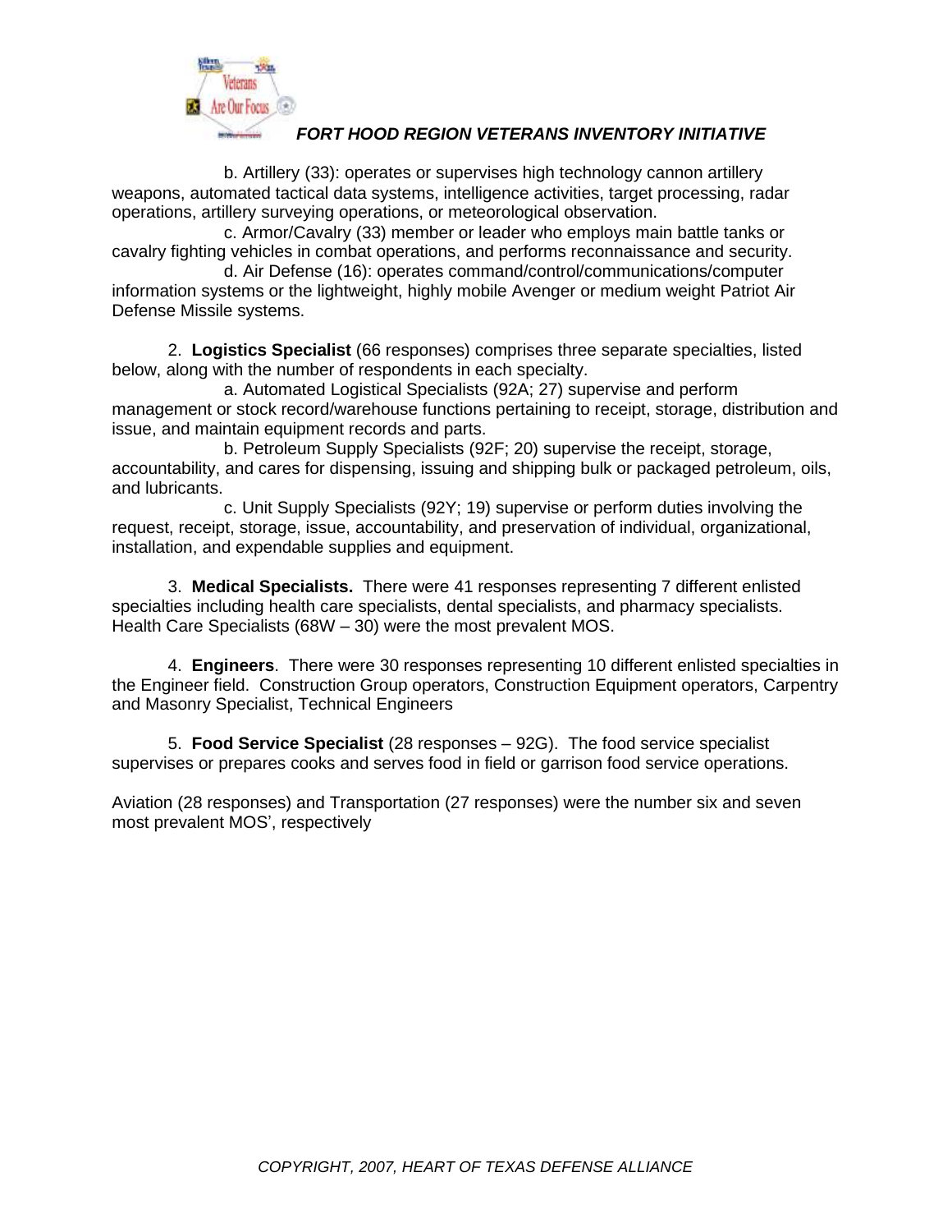b. Artillery (33): operates or supervises high technology cannon artillery weapons, automated tactical data systems, intelligence activities, target processing, radar operations, artillery surveying operations, or meteorological observation.

c. Armor/Cavalry (33) member or leader who employs main battle tanks or cavalry fighting vehicles in combat operations, and performs reconnaissance and security.

d. Air Defense (16): operates command/control/communications/computer information systems or the lightweight, highly mobile Avenger or medium weight Patriot Air Defense Missile systems.

2. **Logistics Specialist** (66 responses) comprises three separate specialties, listed below, along with the number of respondents in each specialty.

a. Automated Logistical Specialists (92A; 27) supervise and perform management or stock record/warehouse functions pertaining to receipt, storage, distribution and issue, and maintain equipment records and parts.

b. Petroleum Supply Specialists (92F; 20) supervise the receipt, storage, accountability, and cares for dispensing, issuing and shipping bulk or packaged petroleum, oils, and lubricants.

c. Unit Supply Specialists (92Y; 19) supervise or perform duties involving the request, receipt, storage, issue, accountability, and preservation of individual, organizational, installation, and expendable supplies and equipment.

3. **Medical Specialists.** There were 41 responses representing 7 different enlisted specialties including health care specialists, dental specialists, and pharmacy specialists. Health Care Specialists (68W – 30) were the most prevalent MOS.

4. **Engineers**. There were 30 responses representing 10 different enlisted specialties in the Engineer field. Construction Group operators, Construction Equipment operators, Carpentry and Masonry Specialist, Technical Engineers

5. **Food Service Specialist** (28 responses – 92G). The food service specialist supervises or prepares cooks and serves food in field or garrison food service operations.

Aviation (28 responses) and Transportation (27 responses) were the number six and seven most prevalent MOS', respectively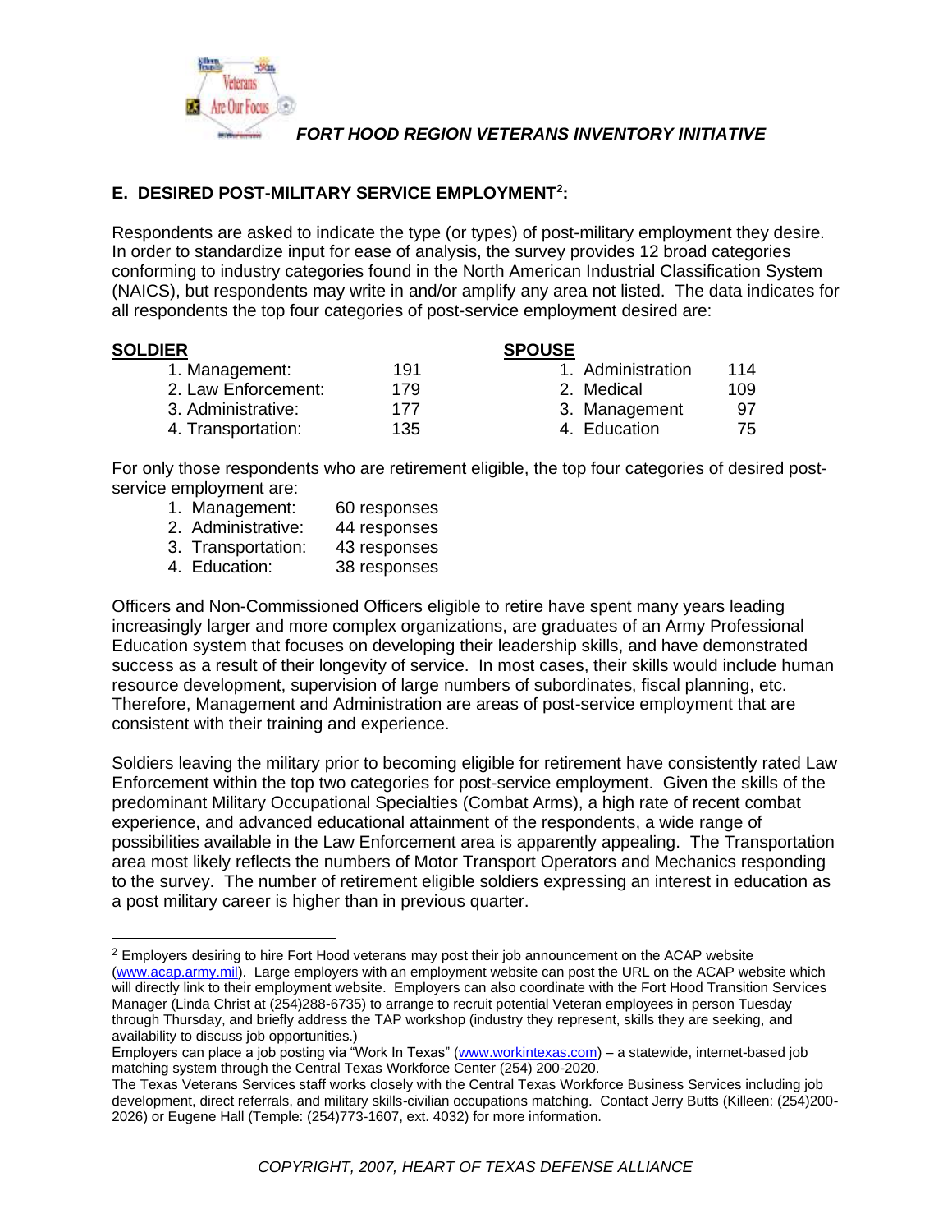## E. DESIRED POST-MILITARY SERVICE EMPLOYMENT[2]:

Respondents are asked to indicate the type (or types) of post-military employment they desire. In order to standardize input for ease of analysis, the survey provides 12 broad categories conforming to industry categories found in the North American Industrial Classification System (NAICS), but respondents may write in and/or amplify any area not listed. The data indicates for all respondents the top four categories of post-service employment desired are:

| SOLDIER | | SPOUSE | |
|---|---|---|---|
| 1. Management: | 191 | 1. Administration | 114 |
| 2. Law Enforcement: | 179 | 2. Medical | 109 |
| 3. Administrative: | 177 | 3. Management | 97 |
| 4. Transportation: | 135 | 4. Education | 75 |

For only those respondents who are retirement eligible, the top four categories of desired post-service employment are:

1. Management: 60 responses
2. Administrative: 44 responses
3. Transportation: 43 responses
4. Education: 38 responses

Officers and Non-Commissioned Officers eligible to retire have spent many years leading increasingly larger and more complex organizations, are graduates of an Army Professional Education system that focuses on developing their leadership skills, and have demonstrated success as a result of their longevity of service. In most cases, their skills would include human resource development, supervision of large numbers of subordinates, fiscal planning, etc. Therefore, Management and Administration are areas of post-service employment that are consistent with their training and experience.

Soldiers leaving the military prior to becoming eligible for retirement have consistently rated Law Enforcement within the top two categories for post-service employment. Given the skills of the predominant Military Occupational Specialties (Combat Arms), a high rate of recent combat experience, and advanced educational attainment of the respondents, a wide range of possibilities available in the Law Enforcement area is apparently appealing. The Transportation area most likely reflects the numbers of Motor Transport Operators and Mechanics responding to the survey. The number of retirement eligible soldiers expressing an interest in education as a post military career is higher than in previous quarter.

---

[2] Employers desiring to hire Fort Hood veterans may post their job announcement on the ACAP website (www.acap.army.mil). Large employers with an employment website can post the URL on the ACAP website which will directly link to their employment website. Employers can also coordinate with the Fort Hood Transition Services Manager (Linda Christ at (254)288-6735) to arrange to recruit potential Veteran employees in person Tuesday through Thursday, and briefly address the TAP workshop (industry they represent, skills they are seeking, and availability to discuss job opportunities.)

Employers can place a job posting via "Work In Texas" (www.workintexas.com) – a statewide, internet-based job matching system through the Central Texas Workforce Center (254) 200-2020.

The Texas Veterans Services staff works closely with the Central Texas Workforce Business Services including job development, direct referrals, and military skills-civilian occupations matching. Contact Jerry Butts (Killeen: (254)200-2026) or Eugene Hall (Temple: (254)773-1607, ext. 4032) for more information.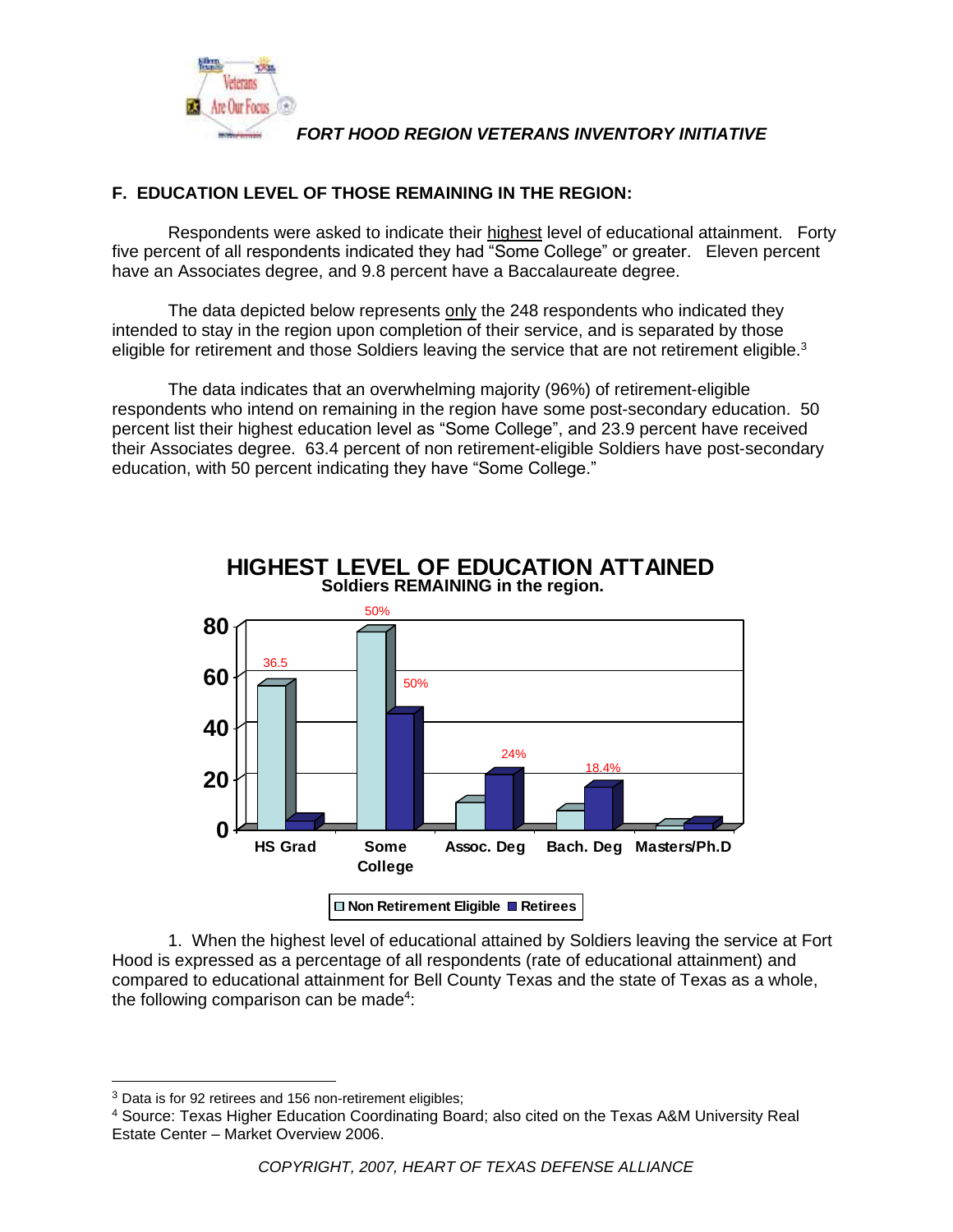## F. EDUCATION LEVEL OF THOSE REMAINING IN THE REGION:

Respondents were asked to indicate their highest level of educational attainment. Forty five percent of all respondents indicated they had "Some College" or greater. Eleven percent have an Associates degree, and 9.8 percent have a Baccalaureate degree.

The data depicted below represents only the 248 respondents who indicated they intended to stay in the region upon completion of their service, and is separated by those eligible for retirement and those Soldiers leaving the service that are not retirement eligible.[3]

The data indicates that an overwhelming majority (96%) of retirement-eligible respondents who intend on remaining in the region have some post-secondary education. 50 percent list their highest education level as "Some College", and 23.9 percent have received their Associates degree. 63.4 percent of non retirement-eligible Soldiers have post-secondary education, with 50 percent indicating they have "Some College."

**HIGHEST LEVEL OF EDUCATION ATTAINED**
**Soldiers REMAINING in the region.**

| | HS Grad | Some College | Assoc. Deg | Bach. Deg | Masters/Ph.D |
|---|---|---|---|---|---|
| Non Retirement Eligible | 36.5 | 50% | | | |
| Retirees | | 50% | 24% | 18.4% | |

1. When the highest level of educational attained by Soldiers leaving the service at Fort Hood is expressed as a percentage of all respondents (rate of educational attainment) and compared to educational attainment for Bell County Texas and the state of Texas as a whole, the following comparison can be made[4]:

---

[3] Data is for 92 retirees and 156 non-retirement eligibles;

[4] Source: Texas Higher Education Coordinating Board; also cited on the Texas A&M University Real Estate Center – Market Overview 2006.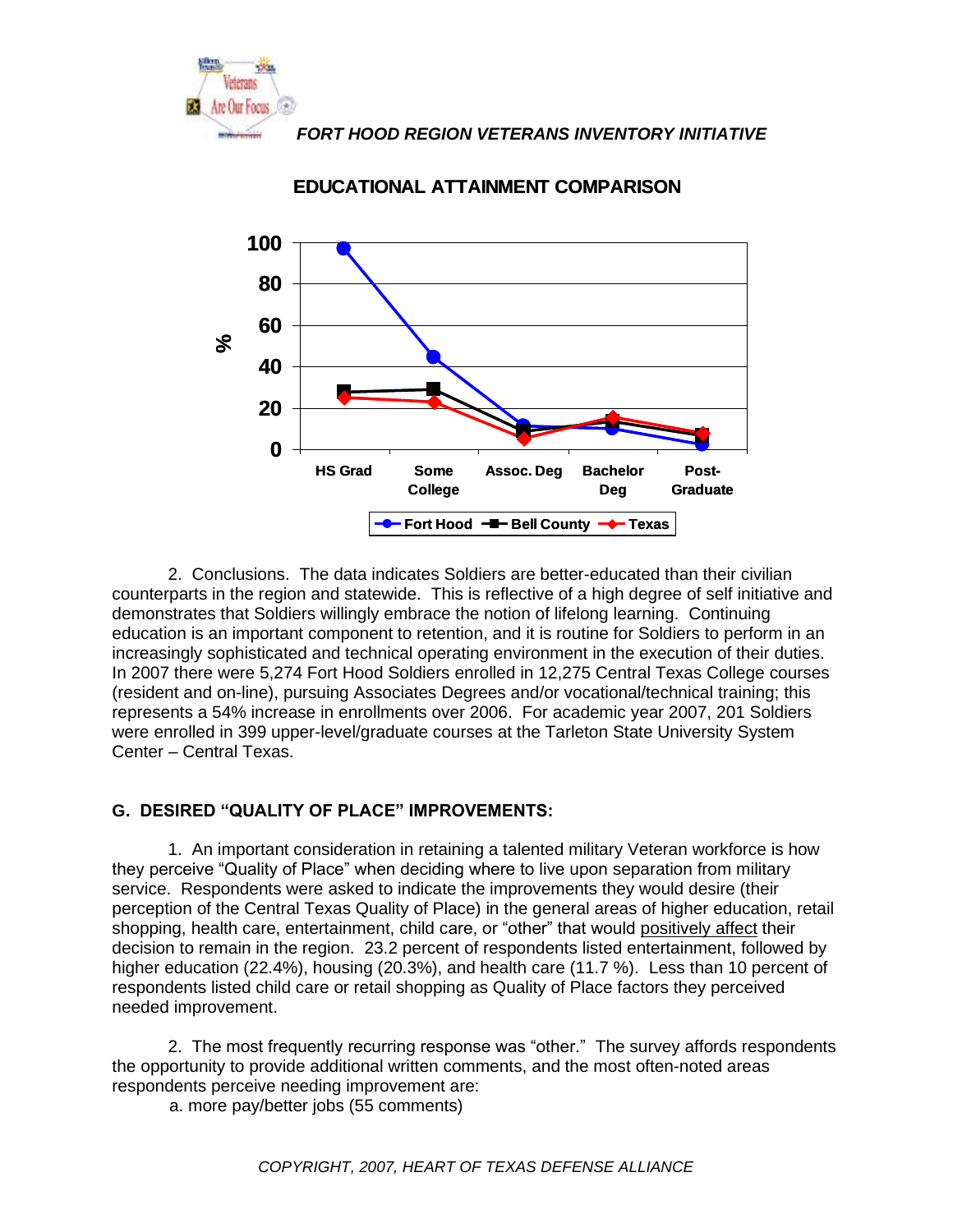## EDUCATIONAL ATTAINMENT COMPARISON

2. Conclusions. The data indicates Soldiers are better-educated than their civilian counterparts in the region and statewide. This is reflective of a high degree of self initiative and demonstrates that Soldiers willingly embrace the notion of lifelong learning. Continuing education is an important component to retention, and it is routine for Soldiers to perform in an increasingly sophisticated and technical operating environment in the execution of their duties. In 2007 there were 5,274 Fort Hood Soldiers enrolled in 12,275 Central Texas College courses (resident and on-line), pursuing Associates Degrees and/or vocational/technical training; this represents a 54% increase in enrollments over 2006. For academic year 2007, 201 Soldiers were enrolled in 399 upper-level/graduate courses at the Tarleton State University System Center – Central Texas.

### G. DESIRED "QUALITY OF PLACE" IMPROVEMENTS:

1. An important consideration in retaining a talented military Veteran workforce is how they perceive "Quality of Place" when deciding where to live upon separation from military service. Respondents were asked to indicate the improvements they would desire (their perception of the Central Texas Quality of Place) in the general areas of higher education, retail shopping, health care, entertainment, child care, or "other" that would positively affect their decision to remain in the region. 23.2 percent of respondents listed entertainment, followed by higher education (22.4%), housing (20.3%), and health care (11.7 %). Less than 10 percent of respondents listed child care or retail shopping as Quality of Place factors they perceived needed improvement.

2. The most frequently recurring response was "other." The survey affords respondents the opportunity to provide additional written comments, and the most often-noted areas respondents perceive needing improvement are:

a. more pay/better jobs (55 comments)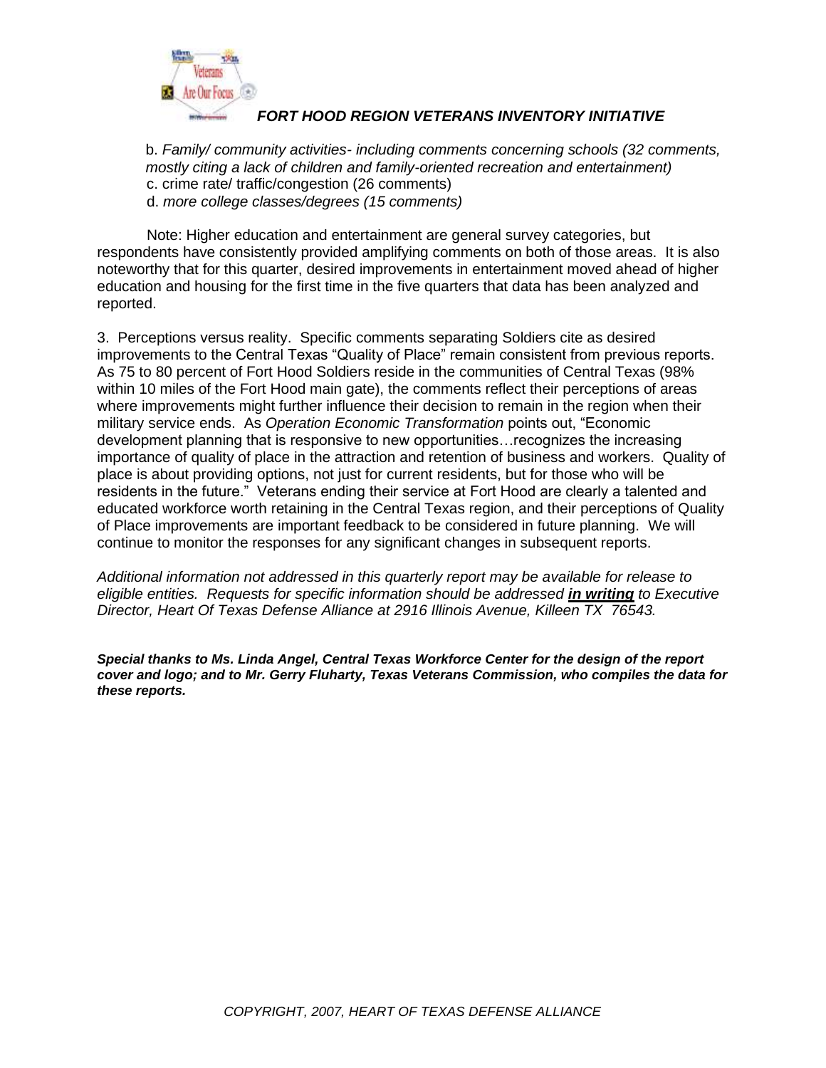b. *Family/ community activities- including comments concerning schools (32 comments, mostly citing a lack of children and family-oriented recreation and entertainment)*
c. crime rate/ traffic/congestion (26 comments)
d. *more college classes/degrees (15 comments)*

Note: Higher education and entertainment are general survey categories, but respondents have consistently provided amplifying comments on both of those areas. It is also noteworthy that for this quarter, desired improvements in entertainment moved ahead of higher education and housing for the first time in the five quarters that data has been analyzed and reported.

3. Perceptions versus reality. Specific comments separating Soldiers cite as desired improvements to the Central Texas "Quality of Place" remain consistent from previous reports. As 75 to 80 percent of Fort Hood Soldiers reside in the communities of Central Texas (98% within 10 miles of the Fort Hood main gate), the comments reflect their perceptions of areas where improvements might further influence their decision to remain in the region when their military service ends. As *Operation Economic Transformation* points out, "Economic development planning that is responsive to new opportunities…recognizes the increasing importance of quality of place in the attraction and retention of business and workers. Quality of place is about providing options, not just for current residents, but for those who will be residents in the future." Veterans ending their service at Fort Hood are clearly a talented and educated workforce worth retaining in the Central Texas region, and their perceptions of Quality of Place improvements are important feedback to be considered in future planning. We will continue to monitor the responses for any significant changes in subsequent reports.

*Additional information not addressed in this quarterly report may be available for release to eligible entities. Requests for specific information should be addressed **in writing** to Executive Director, Heart Of Texas Defense Alliance at 2916 Illinois Avenue, Killeen TX 76543.*

***Special thanks to Ms. Linda Angel, Central Texas Workforce Center for the design of the report cover and logo; and to Mr. Gerry Fluharty, Texas Veterans Commission, who compiles the data for these reports.***